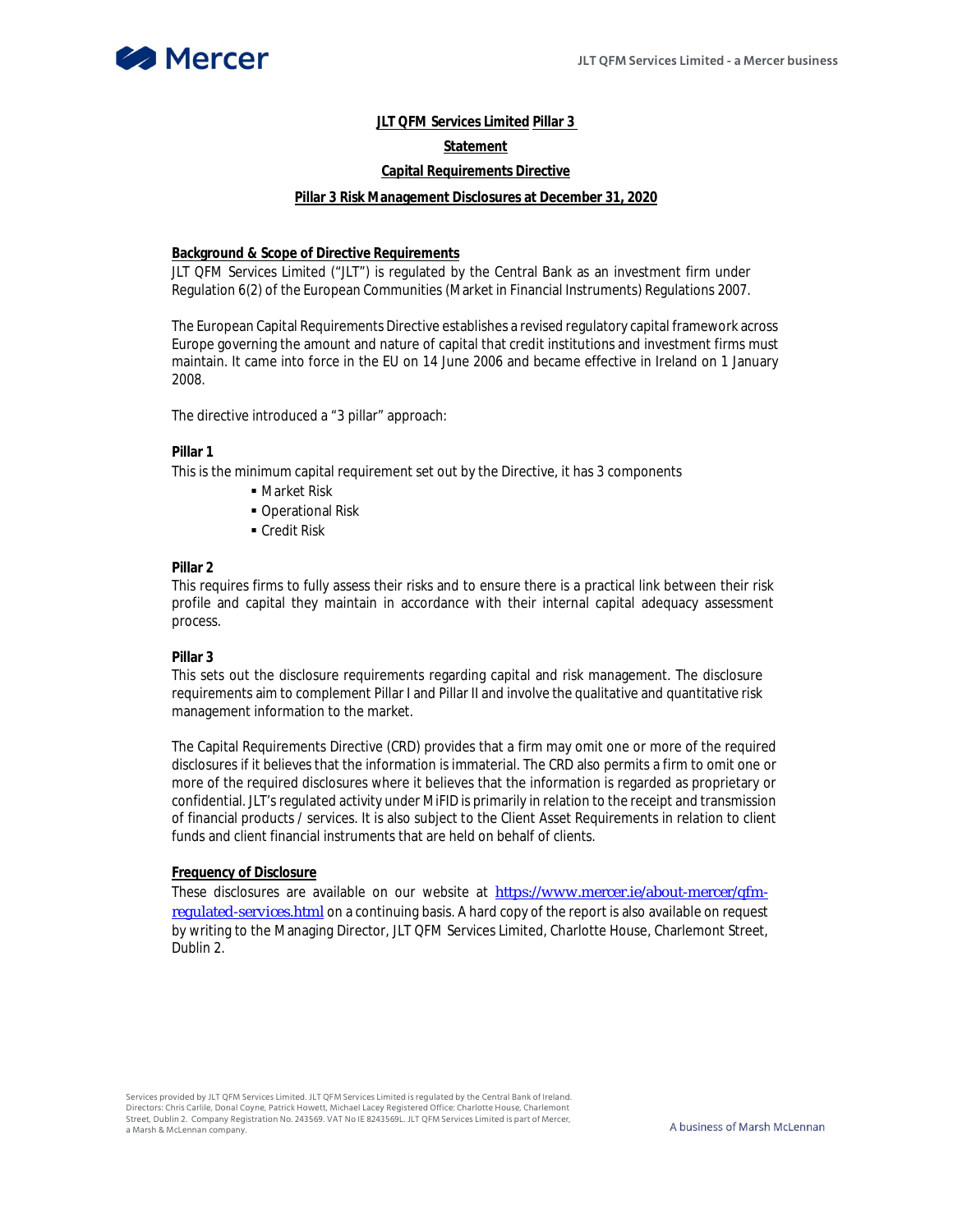# JLT QFM Services Limited Pillar 3

## Statement

## Capital Requirements Directive

## Pillar 3 Risk Management Disclosures at December 31, 2020

### Background & Scope of Directive Requirements

JLT QFM Services Limited ("JLT") is regulated by the Central Bank as an investment firm under Regulation 6(2) of the European Communities (Market in Financial Instruments) Regulations 2007.

The European Capital Requirements Directive establishes a revised regulatory capital framework across Europe governing the amount and nature of capital that credit institutions and investment firms must maintain. It came into force in the EU on 14 June 2006 and became effective in Ireland on 1 January 2008.

The directive introduced a "3 pillar" approach:

**Pillar 1**

This is the minimum capital requirement set out by the Directive, it has 3 components

- Market Risk
- Operational Risk
- Credit Risk

**Pillar 2**

This requires firms to fully assess their risks and to ensure there is a practical link between their risk profile and capital they maintain in accordance with their internal capital adequacy assessment process.

**Pillar 3**

This sets out the disclosure requirements regarding capital and risk management. The disclosure requirements aim to complement Pillar I and Pillar II and involve the qualitative and quantitative risk management information to the market.

The Capital Requirements Directive (CRD) provides that a firm may omit one or more of the required disclosures if it believes that the information is immaterial. The CRD also permits a firm to omit one or more of the required disclosures where it believes that the information is regarded as proprietary or confidential. JLT's regulated activity under MiFID is primarily in relation to the receipt and transmission of financial products / services. It is also subject to the Client Asset Requirements in relation to client funds and client financial instruments that are held on behalf of clients.

### Frequency of Disclosure

These disclosures are available on our website at https://www.mercer.ie/about-mercer/qfm-regulated-services.html on a continuing basis. A hard copy of the report is also available on request by writing to the Managing Director, JLT QFM Services Limited, Charlotte House, Charlemont Street, Dublin 2.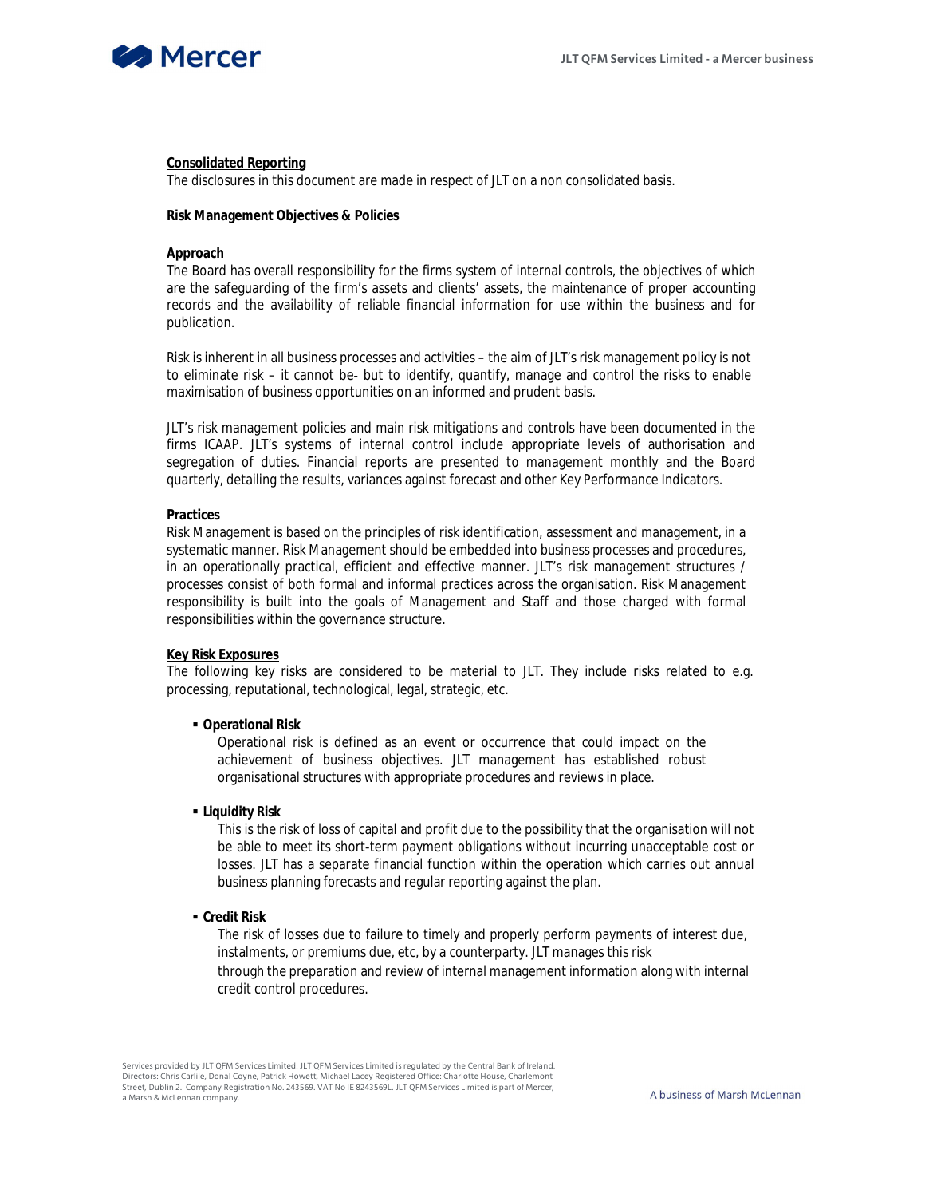**Consolidated Reporting**

The disclosures in this document are made in respect of JLT on a non consolidated basis.

**Risk Management Objectives & Policies**

**Approach**

The Board has overall responsibility for the firms system of internal controls, the objectives of which are the safeguarding of the firm's assets and clients' assets, the maintenance of proper accounting records and the availability of reliable financial information for use within the business and for publication.

Risk is inherent in all business processes and activities – the aim of JLT's risk management policy is not to eliminate risk – it cannot be- but to identify, quantify, manage and control the risks to enable maximisation of business opportunities on an informed and prudent basis.

JLT's risk management policies and main risk mitigations and controls have been documented in the firms ICAAP. JLT's systems of internal control include appropriate levels of authorisation and segregation of duties. Financial reports are presented to management monthly and the Board quarterly, detailing the results, variances against forecast and other Key Performance Indicators.

**Practices**

Risk Management is based on the principles of risk identification, assessment and management, in a systematic manner. Risk Management should be embedded into business processes and procedures, in an operationally practical, efficient and effective manner. JLT's risk management structures / processes consist of both formal and informal practices across the organisation. Risk Management responsibility is built into the goals of Management and Staff and those charged with formal responsibilities within the governance structure.

**Key Risk Exposures**

The following key risks are considered to be material to JLT. They include risks related to e.g. processing, reputational, technological, legal, strategic, etc.

- **Operational Risk**

  Operational risk is defined as an event or occurrence that could impact on the achievement of business objectives. JLT management has established robust organisational structures with appropriate procedures and reviews in place.

- **Liquidity Risk**

  This is the risk of loss of capital and profit due to the possibility that the organisation will not be able to meet its short-term payment obligations without incurring unacceptable cost or losses. JLT has a separate financial function within the operation which carries out annual business planning forecasts and regular reporting against the plan.

- **Credit Risk**

  The risk of losses due to failure to timely and properly perform payments of interest due, instalments, or premiums due, etc, by a counterparty. JLT manages this risk through the preparation and review of internal management information along with internal credit control procedures.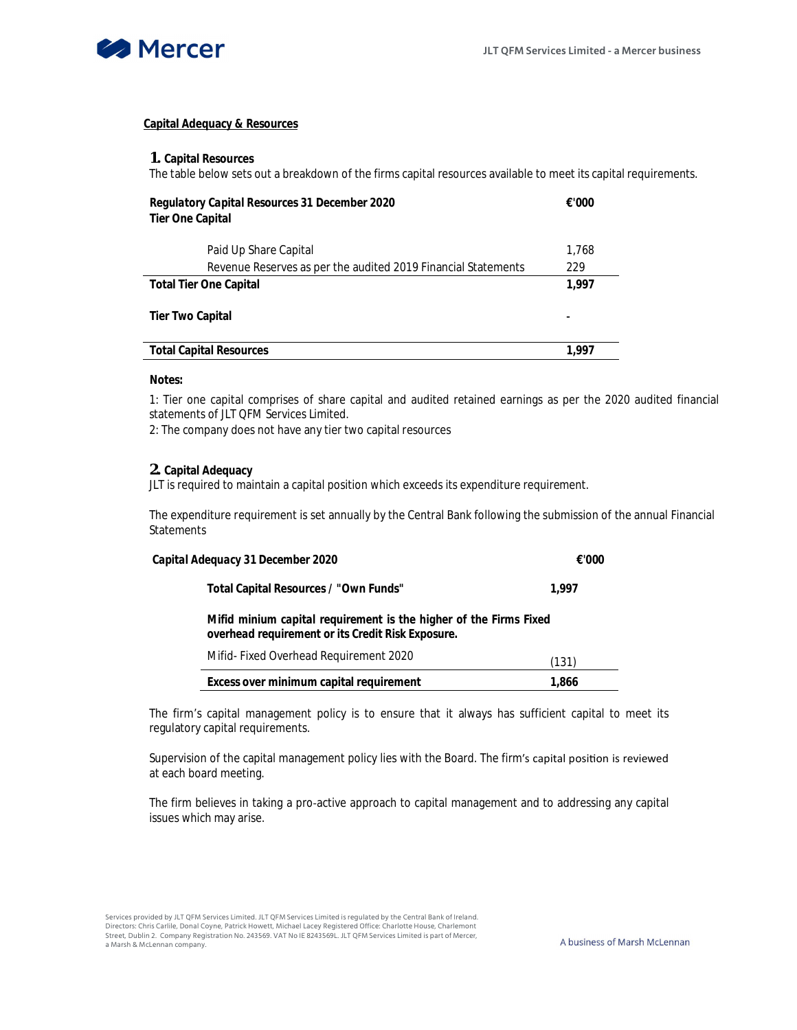**Capital Adequacy & Resources**

**1. Capital Resources**

The table below sets out a breakdown of the firms capital resources available to meet its capital requirements.

| ***Regulatory Capital Resources 31 December 2020*** | **€'000** |
|---|---|
| **Tier One Capital** | |
| Paid Up Share Capital | 1,768 |
| Revenue Reserves as per the audited 2019 Financial Statements | 229 |
| **Total Tier One Capital** | **1,997** |
| **Tier Two Capital** | - |
| **Total Capital Resources** | **1,997** |

**Notes:**

1: Tier one capital comprises of share capital and audited retained earnings as per the 2020 audited financial statements of JLT QFM Services Limited.

2: The company does not have any tier two capital resources

**2. Capital Adequacy**

JLT is required to maintain a capital position which exceeds its expenditure requirement.

The expenditure requirement is set annually by the Central Bank following the submission of the annual Financial Statements

| ***Capital Adequacy 31 December 2020*** | **€'000** |
|---|---|
| **Total Capital Resources / "Own Funds"** | **1,997** |
| ***Mifid minium capital requirement is the higher of the Firms Fixed overhead requirement or its Credit Risk Exposure.*** | |
| Mifid- Fixed Overhead Requirement 2020 | (131) |
| **Excess over minimum capital requirement** | **1,866** |

The firm's capital management policy is to ensure that it always has sufficient capital to meet its regulatory capital requirements.

Supervision of the capital management policy lies with the Board. The firm's capital position is reviewed at each board meeting.

The firm believes in taking a pro-active approach to capital management and to addressing any capital issues which may arise.